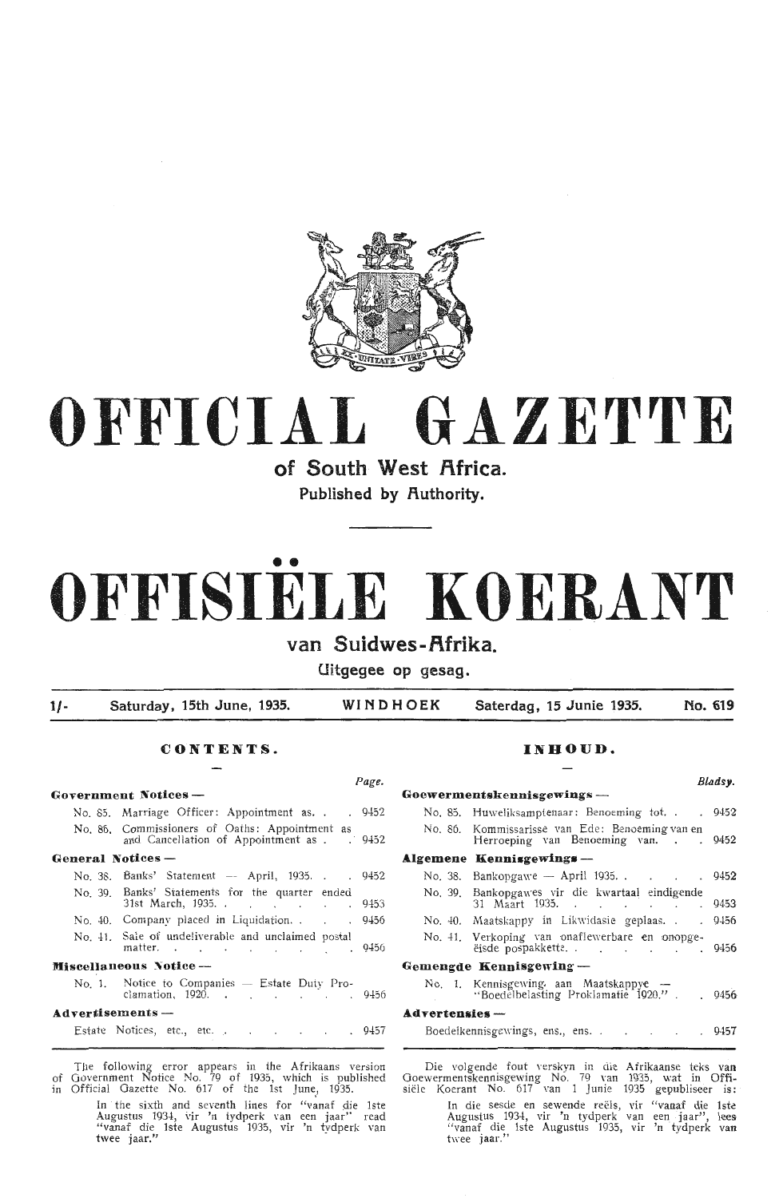# OFFICIAL GAZETTE

## of South West Africa.

Published by Authority.

# OFFISIËLE KOERANT

## van Suidwes-Afrika.

Uitgegee op gesag.

1/- Saturday, 15th June, 1935. WINDHOEK Saterdag, 15 Junie 1935. No. 619

### CONTENTS.

| | Page. |
|---|---|
| **Government Notices —** | |
| No. 85. Marriage Officer: Appointment as. | 9452 |
| No. 86. Commissioners of Oaths: Appointment as and Cancellation of Appointment as | 9452 |
| **General Notices —** | |
| No. 38. Banks' Statement — April, 1935. | 9452 |
| No. 39. Banks' Statements for the quarter ended 31st March, 1935. | 9453 |
| No. 40. Company placed in Liquidation. | 9456 |
| No. 41. Sale of undeliverable and unclaimed postal matter. | 9456 |
| **Miscellaneous Notice —** | |
| No. 1. Notice to Companies — Estate Duty Proclamation, 1920. | 9456 |
| **Advertisements —** | |
| Estate Notices, etc. | 9457 |

### INHOUD.

| | Bladsy. |
|---|---|
| **Goewermentskennisgewings —** | |
| No. 85. Huweliksamptenaar: Benoeming tot. | 9452 |
| No. 86. Kommissarisse van Ede: Benoeming van en Herroeping van Benoeming van. | 9452 |
| **Algemene Kennisgewings —** | |
| No. 38. Bankopgawe — April 1935. | 9452 |
| No. 39. Bankopgawes vir die kwartaal eindigende 31 Maart 1935. | 9453 |
| No. 40. Maatskappy in Likwidasie geplaas. | 9456 |
| No. 41. Verkoping van onaflewerbare en onopgeëisde pospakkette. | 9456 |
| **Gemengde Kennisgewing —** | |
| No. 1. Kennisgewing aan Maatskappye — "Boedelbelasting Proklamatie 1920." | 9456 |
| **Advertensies —** | |
| Boedelkennisgewings, ens. | 9457 |

The following error appears in the Afrikaans version of Government Notice No. 79 of 1935, which is published in Official Gazette No. 617 of the 1st June, 1935.

In the sixth and seventh lines for "vanaf die 1ste Augustus 1934, vir 'n tydperk van een jaar" read "vanaf die 1ste Augustus 1935, vir 'n tydperk van twee jaar."

Die volgende fout verskyn in die Afrikaanse teks van Goewermentskennisgewing No. 79 van 1935, wat in Offisiële Koerant No. 617 van 1 Junie 1935 gepubliseer is:

In die sesde en sewende reëls, vir "vanaf die 1ste Augustus 1934, vir 'n tydperk van een jaar", lees "vanaf die 1ste Augustus 1935, vir 'n tydperk van twee jaar."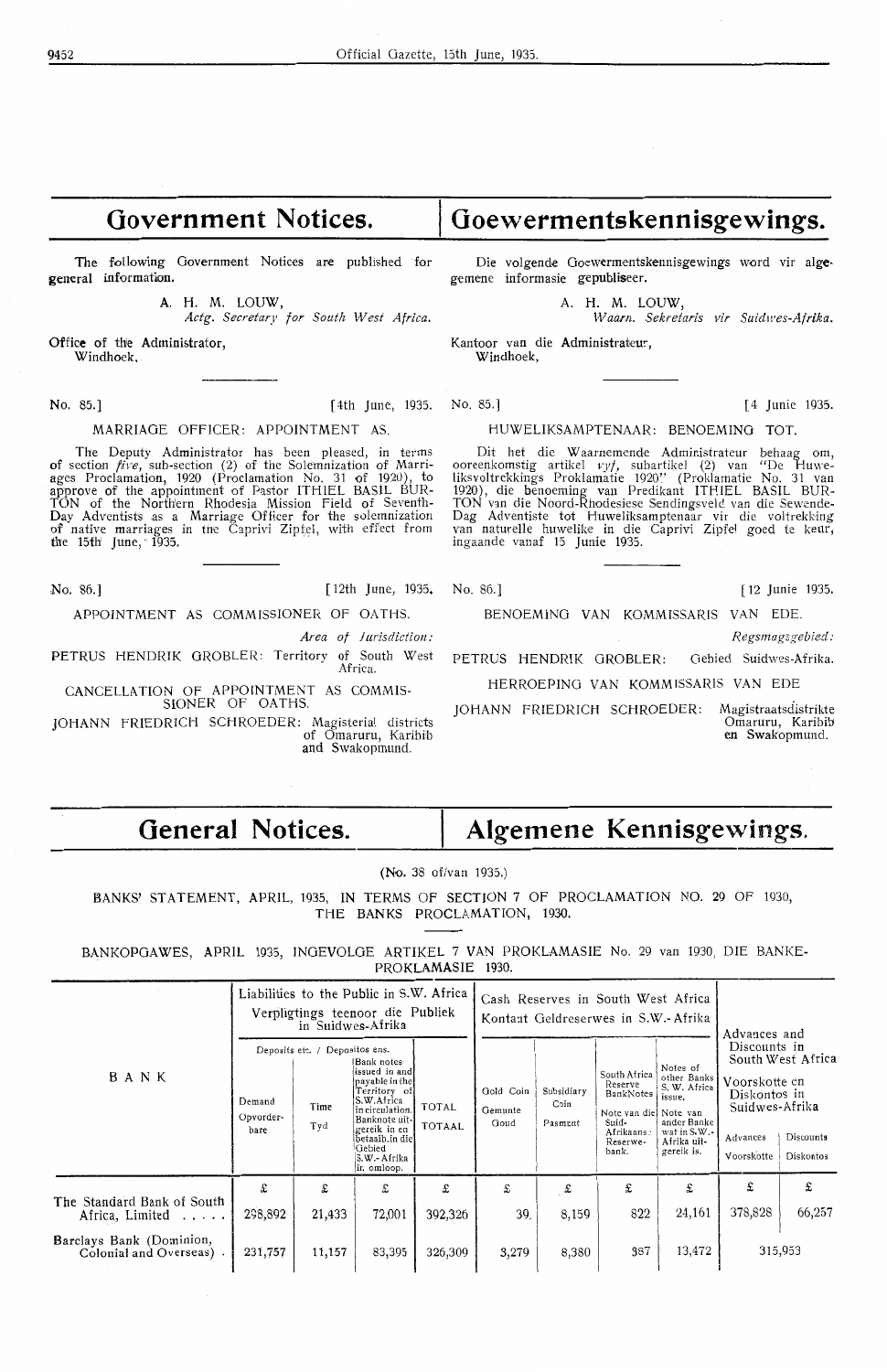# Government Notices.

# Goewermentskennisgewings.

The following Government Notices are published for general information.

A. H. M. LOUW,
*Actg. Secretary for South West Africa.*

Office of the Administrator,
Windhoek.

Die volgende Goewermentskennisgewings word vir algemene informasie gepubliseer.

A. H. M. LOUW,
*Waarn. Sekretaris vir Suidwes-Afrika.*

Kantoor van die Administrateur,
Windhoek.

No. 85.] [4th June, 1935.

MARRIAGE OFFICER: APPOINTMENT AS.

The Deputy Administrator has been pleased, in terms of section *five*, sub-section (2) of the Solemnization of Marriages Proclamation, 1920 (Proclamation No. 31 of 1920), to approve of the appointment of Pastor ITHIEL BASIL BURTON of the Northern Rhodesia Mission Field of Seventh-Day Adventists as a Marriage Officer for the solemnization of native marriages in the Caprivi Zipfel, with effect from the 15th June, 1935.

No. 85.] [4 Junie 1935.

HUWELIKSAMPTENAAR: BENOEMING TOT.

Dit het die Waarnemende Administrateur behaag om, ooreenkomstig artikel *vyf*, subartikel (2) van "De Huweliksvoltrekkings Proklamatie 1920" (Proklamatie No. 31 van 1920), die benoeming van Predikant ITHIEL BASIL BURTON van die Noord-Rhodesiese Sendingsveld van die Sewende-Dag Adventiste tot Huweliksamptenaar vir die voltrekking van naturelle huwelike in die Caprivi Zipfel goed te keur, ingaande vanaf 15 Junie 1935.

No. 86.] [12th June, 1935.

APPOINTMENT AS COMMISSIONER OF OATHS.

*Area of Jurisdiction:*

PETRUS HENDRIK GROBLER: Territory of South West Africa.

CANCELLATION OF APPOINTMENT AS COMMISSIONER OF OATHS.

JOHANN FRIEDRICH SCHROEDER: Magisterial districts of Omaruru, Karibib and Swakopmund.

No. 86.] [12 Junie 1935.

BENOEMING VAN KOMMISSARIS VAN EDE.

*Regsmagsgebied:*

PETRUS HENDRIK GROBLER: Gebied Suidwes-Afrika.

HERROEPING VAN KOMMISSARIS VAN EDE

JOHANN FRIEDRICH SCHROEDER: Magistraatsdistrikte Omaruru, Karibib en Swakopmund.

# General Notices.

# Algemene Kennisgewings.

(No. 38 of/van 1935.)

BANKS' STATEMENT, APRIL, 1935, IN TERMS OF SECTION 7 OF PROCLAMATION NO. 29 OF 1930, THE BANKS PROCLAMATION, 1930.

BANKOPGAWES, APRIL 1935, INGEVOLGE ARTIKEL 7 VAN PROKLAMASIE No. 29 van 1930, DIE BANKE-PROKLAMASIE 1930.

| BANK | Liabilities to the Public in S.W. Africa / Verpligtings teenoor die Publiek in Suidwes-Afrika | | | | Cash Reserves in South West Africa / Kontant Geldreserwes in S.W.-Afrika | | | | Advances and Discounts in South West Africa / Voorskotte en Diskontos in Suidwes-Afrika | |
|---|---|---|---|---|---|---|---|---|---|---|
| | Deposits etc. / Depositos ens. | | | | | | | | | |
| | Demand / Opvorderbare | Time / Tyd | Bank notes issued in and payable in the Territory of S.W.Africa in circulation. / Banknote uitgereik in en betaalb. in die Gebied S.W.-Afrika in omloop. | TOTAL / TOTAAL | Gold Coin / Gemunte Goud | Subsidiary Coin / Pasment | South Africa Reserve Bank Notes / Note van die Suid-Afrikaanse Reserwebank. | Notes of other Banks S.W. Africa issue. / Note van ander Banke wat in S.W.-Afrika uitgereik is. | Advances / Voorskotte | Discounts / Diskontos |
| | £ | £ | £ | £ | £ | £ | £ | £ | £ | £ |
| The Standard Bank of South Africa, Limited ..... | 298,892 | 21,433 | 72,001 | 392,326 | 39 | 8,159 | 822 | 24,161 | 378,828 | 66,257 |
| Barclays Bank (Dominion, Colonial and Overseas) . | 231,757 | 11,157 | 83,395 | 326,309 | 3,279 | 8,380 | 387 | 13,472 | 315,953 | |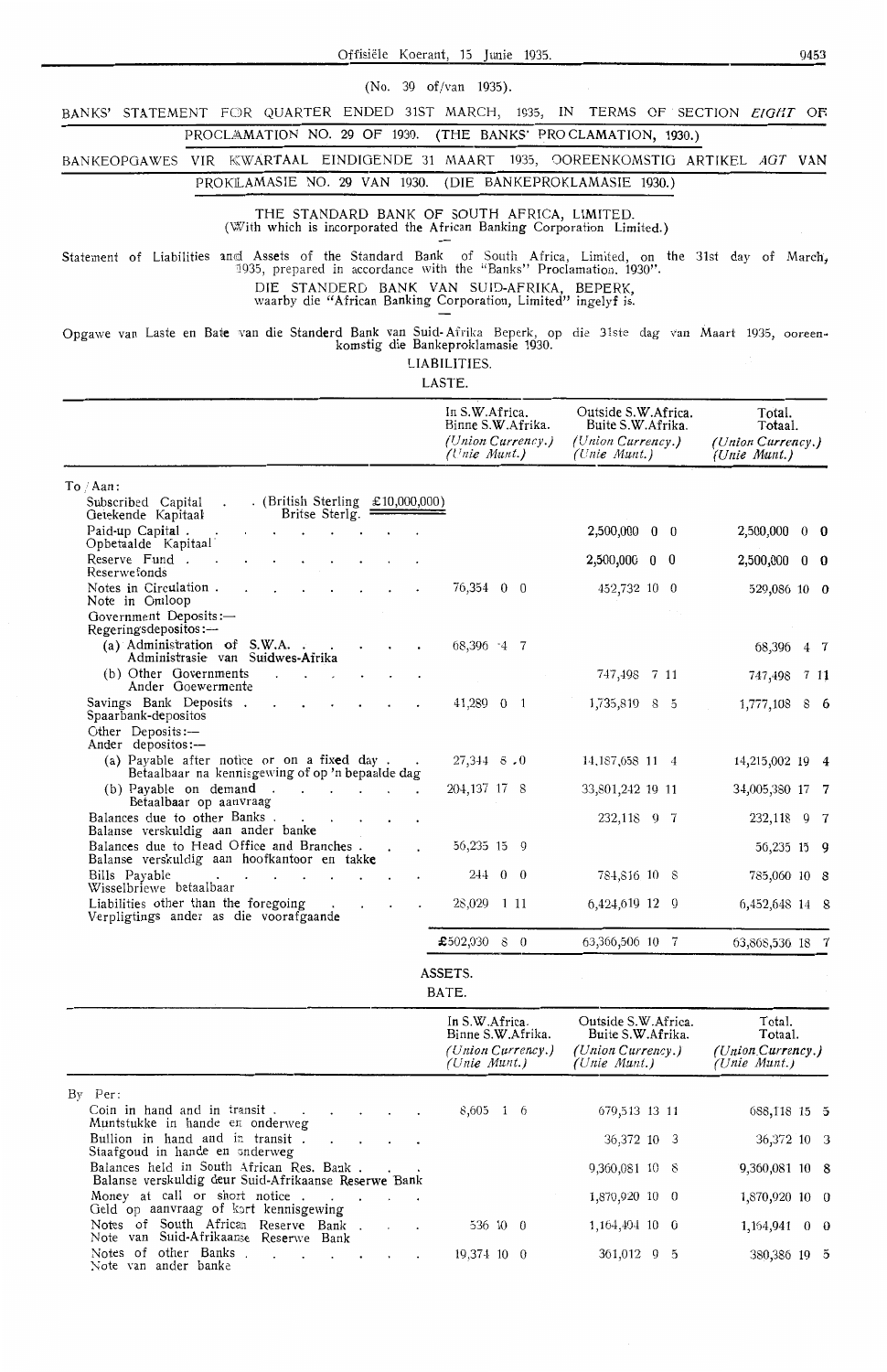(No. 39 of/van 1935).

BANKS' STATEMENT FOR QUARTER ENDED 31ST MARCH, 1935, IN TERMS OF SECTION *EIGHT* OF PROCLAMATION NO. 29 OF 1930. (THE BANKS' PROCLAMATION, 1930.)

BANKEOPGAWES VIR KWARTAAL EINDIGENDE 31 MAART 1935, OOREENKOMSTIG ARTIKEL *AGT* VAN PROKLAMASIE NO. 29 VAN 1930. (DIE BANKEPROKLAMASIE 1930.)

THE STANDARD BANK OF SOUTH AFRICA, LIMITED.
(With which is incorporated the African Banking Corporation Limited.)

Statement of Liabilities and Assets of the Standard Bank of South Africa, Limited, on the 31st day of March, 1935, prepared in accordance with the "Banks" Proclamation. 1930".

DIE STANDERD BANK VAN SUID-AFRIKA, BEPERK,
waarby die "African Banking Corporation, Limited" ingelyf is.

Opgawe van Laste en Bate van die Standerd Bank van Suid-Afrika Beperk, op die 31ste dag van Maart 1935, ooreenkomstig die Bankeproklamasie 1930.

LIABILITIES.
LASTE.

| | In S.W.Africa. Binne S.W.Afrika. *(Union Currency.) (Unie Munt.)* | Outside S.W.Africa. Buite S.W.Afrika. *(Union Currency.) (Unie Munt.)* | Total. Totaal. *(Union Currency.) (Unie Munt.)* |
|---|---|---|---|
| To / Aan: | | | |
| Subscribed Capital / Getekende Kapitaal . (British Sterling / Britse Sterlg. £10,000,000) | | | |
| Paid-up Capital / Opbetaalde Kapitaal | | 2,500,000 0 0 | 2,500,000 0 0 |
| Reserve Fund / Reserwefonds | | 2,500,000 0 0 | 2,500,000 0 0 |
| Notes in Circulation / Note in Omloop | 76,354 0 0 | 452,732 10 0 | 529,086 10 0 |
| Government Deposits:— / Regeringsdepositos:— | | | |
| (a) Administration of S.W.A. / Administrasie van Suidwes-Afrika | 68,396 4 7 | | 68,396 4 7 |
| (b) Other Governments / Ander Goewermente | | 747,498 7 11 | 747,498 7 11 |
| Savings Bank Deposits / Spaarbank-depositos | 41,289 0 1 | 1,735,819 8 5 | 1,777,108 8 6 |
| Other Deposits:— / Ander depositos:— | | | |
| (a) Payable after notice or on a fixed day / Betaalbaar na kennisgewing of op 'n bepaalde dag | 27,344 8 0 | 14,187,658 11 4 | 14,215,002 19 4 |
| (b) Payable on demand / Betaalbaar op aanvraag | 204,137 17 8 | 33,801,242 19 11 | 34,005,380 17 7 |
| Balances due to other Banks / Balanse verskuldig aan ander banke | | 232,118 9 7 | 232,118 9 7 |
| Balances due to Head Office and Branches / Balanse verskuldig aan hoofkantoor en takke | 56,235 15 9 | | 56,235 15 9 |
| Bills Payable / Wisselbriewe betaalbaar | 244 0 0 | 784,816 10 8 | 785,060 10 8 |
| Liabilities other than the foregoing / Verpligtings ander as die voorafgaande | 28,029 1 11 | 6,424,619 12 9 | 6,452,648 14 8 |
| | £502,030 8 0 | 63,366,506 10 7 | 63,868,536 18 7 |

ASSETS.
BATE.

| | In S.W.Africa. Binne S.W.Afrika. *(Union Currency.) (Unie Munt.)* | Outside S.W.Africa. Buite S.W.Afrika. *(Union Currency.) (Unie Munt.)* | Total. Totaal. *(Union Currency.) (Unie Munt.)* |
|---|---|---|---|
| By / Per: | | | |
| Coin in hand and in transit / Muntstukke in hande en onderweg | 8,605 1 6 | 679,513 13 11 | 688,118 15 5 |
| Bullion in hand and in transit / Staafgoud in hande en onderweg | | 36,372 10 3 | 36,372 10 3 |
| Balances held in South African Res. Bank / Balanse verskuldig deur Suid-Afrikaanse Reserwe Bank | | 9,360,081 10 8 | 9,360,081 10 8 |
| Money at call or short notice / Geld op aanvraag of kort kennisgewing | | 1,870,920 10 0 | 1,870,920 10 0 |
| Notes of South African Reserve Bank / Note van Suid-Afrikaanse Reserwe Bank | 536 10 0 | 1,164,404 10 0 | 1,164,941 0 0 |
| Notes of other Banks / Note van ander banke | 19,374 10 0 | 361,012 9 5 | 380,386 19 5 |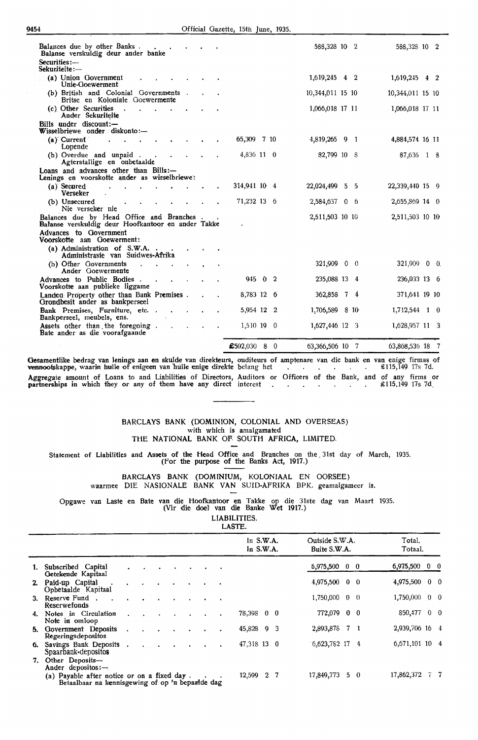| | | | |
|---|---|---|---|
| Balances due by other Banks<br>Balanse verskuldig deur ander banke | | 588,328 10 2 | 588,328 10 2 |
| Securities:—<br>Sekuriteite:— | | | |
| (a) Union Government<br>Unie-Goewerment | | 1,619,245 4 2 | 1,619,245 4 2 |
| (b) British and Colonial Governments<br>Britse en Koloniale Goewermente | | 10,344,011 15 10 | 10,344,011 15 10 |
| (c) Other Securities<br>Ander Sekuriteite | | 1,066,018 17 11 | 1,066,018 17 11 |
| Bills under discount:—<br>Wisselbriewe onder diskonto:— | | | |
| (a) Current<br>Lopende | 65,309 7 10 | 4,819,265 9 1 | 4,884,574 16 11 |
| (b) Overdue and unpaid<br>Agterstallige en onbetaalde | 4,836 11 0 | 82,799 10 8 | 87,636 1 8 |
| Loans and advances other than Bills:—<br>Lenings en voorskotte ander as wisselbriewe: | | | |
| (a) Secured<br>Verseker | 314,941 10 4 | 22,024,499 5 5 | 22,339,440 15 9 |
| (b) Unsecured<br>Nie verseker nie | 71,232 13 6 | 2,584,637 0 6 | 2,655,869 14 0 |
| Balances due by Head Office and Branches<br>Balanse verskuldig deur Hoofkantoor en ander Takke | - | 2,511,503 10 10 | 2,511,503 10 10 |
| Advances to Government<br>Voorskotte aan Goewerment: | | | |
| (a) Administration of S.W.A.<br>Administrasie van Suidwes-Afrika | | | |
| (b) Other Governments<br>Ander Goewermente | | 321,909 0 0 | 321,909 0 0 |
| Advances to Public Bodies<br>Voorskotte aan publieke liggame | 945 0 2 | 235,088 13 4 | 236,033 13 6 |
| Landed Property other than Bank Premises<br>Grondbesit ander as bankperseel | 8,783 12 6 | 362,858 7 4 | 371,641 19 10 |
| Bank Premises, Furniture, etc.<br>Bankperseel, meubels, ens. | 5,954 12 2 | 1,706,589 8 10 | 1,712,544 1 0 |
| Assets other than the foregoing<br>Bate ander as die voorafgaande | 1,510 19 0 | 1,627,446 12 3 | 1,628,957 11 3 |
| | £502,030 8 0 | 63,366,506 10 7 | 63,868,536 18 7 |

Gesamentlike bedrag van lenings aan en skulde van direkteurs, ouditeurs of amptenare van die bank en van enige firmas of vennootskappe, waarin hulle of enigeen van hulle enige direkte belang het . . . . . . . £115,149 17s 7d.

Aggregate amount of Loans to and Liabilities of Directors, Auditors or Officers of the Bank, and of any firms or partnerships in which they or any of them have any direct interest . . . . . . . . £115,149 17s 7d.

BARCLAYS BANK (DOMINION, COLONIAL AND OVERSEAS)
with which is amalgamated
THE NATIONAL BANK OF SOUTH AFRICA, LIMITED.

Statement of Liabilities and Assets of the Head Office and Branches on the 31st day of March, 1935.
(For the purpose of the Banks Act, 1917.)

BARCLAYS BANK (DOMINIUM, KOLONIAAL EN OORSEE)
waarmee DIE NASIONALE BANK VAN SUID-AFRIKA BPK. geamalgameer is.

Opgawe van Laste en Bate van die Hoofkantoor en Takke op die 31ste dag van Maart 1935.
(Vir die doel van die Banke Wet 1917.)

LIABILITIES.
LASTE.

| | In S.W.A.<br>In S.W.A. | Outside S.W.A.<br>Buite S.W.A. | Total.<br>Totaal. |
|---|---|---|---|
| 1. Subscribed Capital<br>Getekende Kapitaal | | 6,975,500 0 0 | 6,975,500 0 0 |
| 2. Paid-up Capital<br>Opbetaalde Kapitaal | | 4,975,500 0 0 | 4,975,500 0 0 |
| 3. Reserve Fund<br>Reserwefonds | | 1,750,000 0 0 | 1,750,000 0 0 |
| 4. Notes in Circulation<br>Note in omloop | 78,398 0 0 | 772,079 0 0 | 850,477 0 0 |
| 5. Government Deposits<br>Regeringsdepositos | 45,828 9 3 | 2,893,878 7 1 | 2,939,706 16 4 |
| 6. Savings Bank Deposits<br>Spaarbank-depositos | 47,318 13 0 | 6,623,782 17 4 | 6,671,101 10 4 |
| 7. Other Deposits—<br>Ander depositos:— | | | |
| (a) Payable after notice or on a fixed day<br>Betaalbaar na kennisgewing of op 'n bepaalde dag | 12,599 2 7 | 17,849,773 5 0 | 17,862,372 7 7 |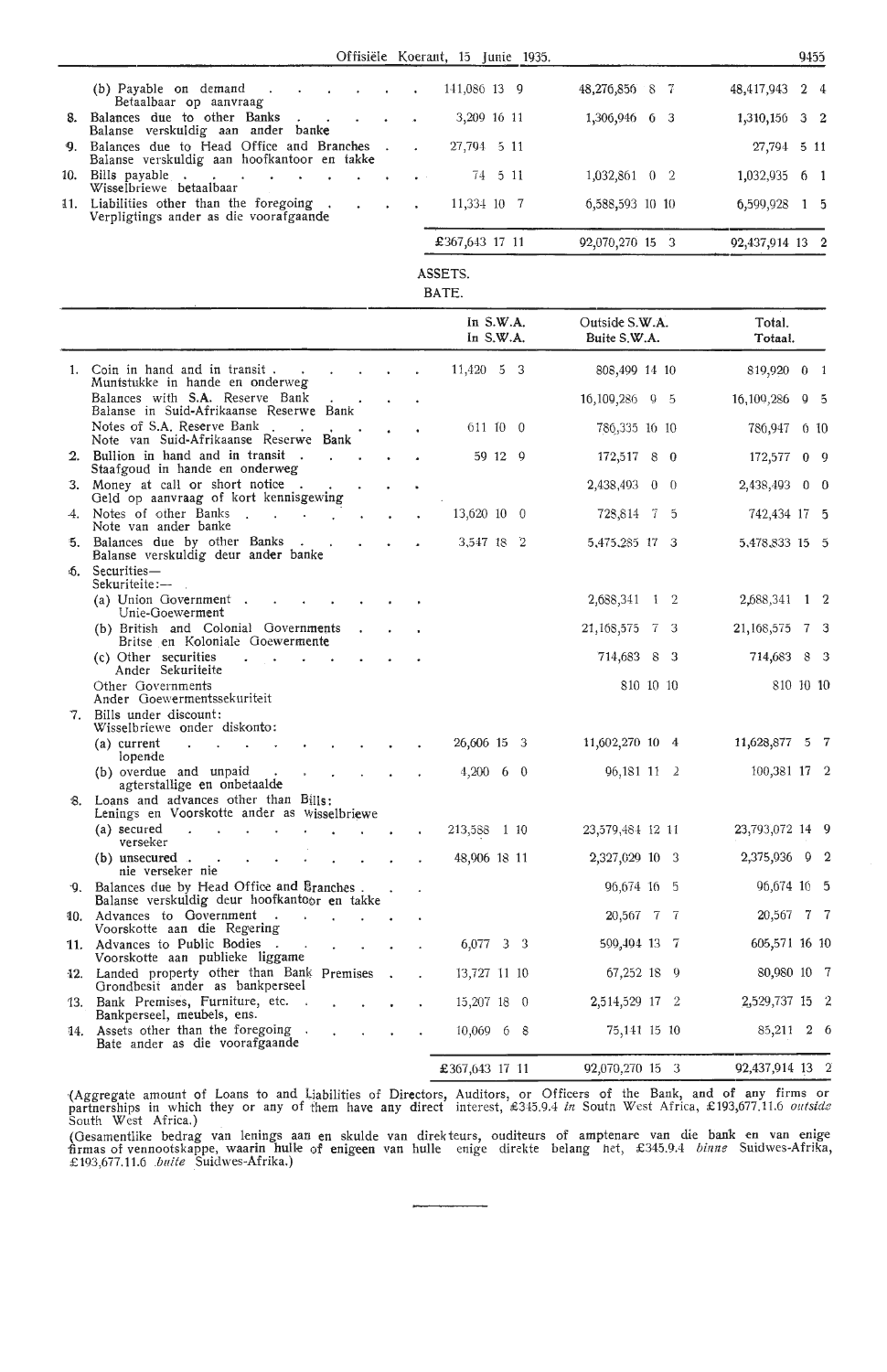| | In S.W.A. | Outside S.W.A. | Total. |
|---|---|---|---|
| (b) Payable on demand<br>Betaalbaar op aanvraag | 141,086 13 9 | 48,276,856 8 7 | 48,417,943 2 4 |
| 8. Balances due to other Banks<br>Balanse verskuldig aan ander banke | 3,209 16 11 | 1,306,946 6 3 | 1,310,156 3 2 |
| 9. Balances due to Head Office and Branches<br>Balanse verskuldig aan hoofkantoor en takke | 27,794 5 11 | | 27,794 5 11 |
| 10. Bills payable<br>Wisselbriewe betaalbaar | 74 5 11 | 1,032,861 0 2 | 1,032,935 6 1 |
| 11. Liabilities other than the foregoing<br>Verpligtings ander as die voorafgaande | 11,334 10 7 | 6,588,593 10 10 | 6,599,928 1 5 |
| | £367,643 17 11 | 92,070,270 15 3 | 92,437,914 13 2 |

ASSETS.

BATE.

| | In S.W.A.<br>In S.W.A. | Outside S.W.A.<br>Buite S.W.A. | Total.<br>Totaal. |
|---|---|---|---|
| 1. Coin in hand and in transit<br>Muntstukke in hande en onderweg | 11,420 5 3 | 808,499 14 10 | 819,920 0 1 |
| Balances with S.A. Reserve Bank<br>Balanse in Suid-Afrikaanse Reserwe Bank | | 16,109,286 9 5 | 16,109,286 9 5 |
| Notes of S.A. Reserve Bank<br>Note van Suid-Afrikaanse Reserwe Bank | 611 10 0 | 786,335 16 10 | 786,947 6 10 |
| 2. Bullion in hand and in transit<br>Staafgoud in hande en onderweg | 59 12 9 | 172,517 8 0 | 172,577 0 9 |
| 3. Money at call or short notice<br>Geld op aanvraag of kort kennisgewing | | 2,438,493 0 0 | 2,438,493 0 0 |
| 4. Notes of other Banks<br>Note van ander banke | 13,620 10 0 | 728,814 7 5 | 742,434 17 5 |
| 5. Balances due by other Banks<br>Balanse verskuldig deur ander banke | 3,547 18 2 | 5,475,285 17 3 | 5,478,833 15 5 |
| 6. Securities—<br>Sekuriteite:— | | | |
| (a) Union Government<br>Unie-Goewerment | | 2,688,341 1 2 | 2,688,341 1 2 |
| (b) British and Colonial Governments<br>Britse en Koloniale Goewermente | | 21,168,575 7 3 | 21,168,575 7 3 |
| (c) Other securities<br>Ander Sekuriteite | | 714,683 8 3 | 714,683 8 3 |
| Other Governments<br>Ander Goewermentssekuriteit | | 810 10 10 | 810 10 10 |
| 7. Bills under discount:<br>Wisselbriewe onder diskonto: | | | |
| (a) current<br>lopende | 26,606 15 3 | 11,602,270 10 4 | 11,628,877 5 7 |
| (b) overdue and unpaid<br>agterstallige en onbetaalde | 4,200 6 0 | 96,181 11 2 | 100,381 17 2 |
| 8. Loans and advances other than Bills:<br>Lenings en Voorskotte ander as Wisselbriewe | | | |
| (a) secured<br>verseker | 213,588 1 10 | 23,579,484 12 11 | 23,793,072 14 9 |
| (b) unsecured<br>nie verseker nie | 48,906 18 11 | 2,327,029 10 3 | 2,375,936 9 2 |
| 9. Balances due by Head Office and Branches<br>Balanse verskuldig deur hoofkantoor en takke | | 96,674 16 5 | 96,674 16 5 |
| 10. Advances to Government<br>Voorskotte aan die Regering | | 20,567 7 7 | 20,567 7 7 |
| 11. Advances to Public Bodies<br>Voorskotte aan publieke liggame | 6,077 3 3 | 599,494 13 7 | 605,571 16 10 |
| 12. Landed property other than Bank Premises<br>Grondbesit ander as bankperseel | 13,727 11 10 | 67,252 18 9 | 80,980 10 7 |
| 13. Bank Premises, Furniture, etc.<br>Bankperseel, meubels, ens. | 15,207 18 0 | 2,514,529 17 2 | 2,529,737 15 2 |
| 14. Assets other than the foregoing<br>Bate ander as die voorafgaande | 10,069 6 8 | 75,141 15 10 | 85,211 2 6 |
| | £367,643 17 11 | 92,070,270 15 3 | 92,437,914 13 2 |

(Aggregate amount of Loans to and Liabilities of Directors, Auditors, or Officers of the Bank, and of any firms or partnerships in which they or any of them have any direct interest, £345.9.4 *in* South West Africa, £193,677.11.6 *outside* South West Africa.)

(Gesamentlike bedrag van lenings aan en skulde van direkteurs, ouditeurs of amptenare van die bank en van enige firmas of vennootskappe, waarin hulle of enigeen van hulle enige direkte belang het, £345.9.4 *binne* Suidwes-Afrika, £193,677.11.6 *buite* Suidwes-Afrika.)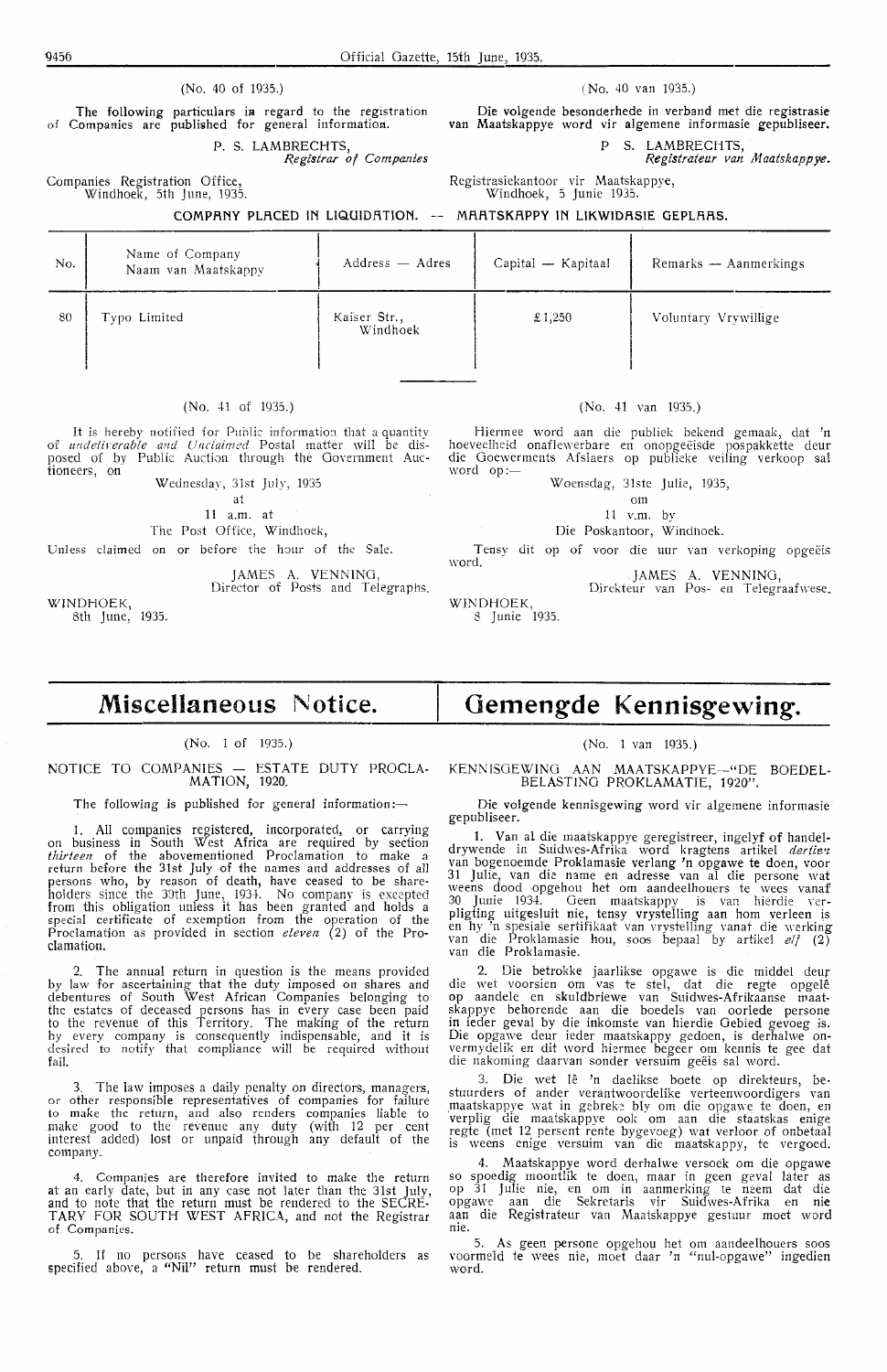(No. 40 of 1935.)

The following particulars in regard to the registration of Companies are published for general information.

P. S. LAMBRECHTS,
*Registrar of Companies*

Companies Registration Office,
Windhoek, 5th June, 1935.

(No. 40 van 1935.)

Die volgende besonderhede in verband met die registrasie van Maatskappye word vir algemene informasie gepubliseer.

P. S. LAMBRECHTS,
*Registrateur van Maatskappye.*

Registrasiekantoor vir Maatskappye,
Windhoek, 5 Junie 1935.

**COMPANY PLACED IN LIQUIDATION. — MAATSKAPPY IN LIKWIDASIE GEPLAAS.**

| No. | Name of Company<br>Naam van Maatskappy | Address — Adres | Capital — Kapitaal | Remarks — Aanmerkings |
|---|---|---|---|---|
| 80 | Typo Limited | Kaiser Str., Windhoek | £1,250 | Voluntary Vrywillige |

(No. 41 of 1935.)

It is hereby notified for Public information that a quantity of *undeliverable and Unclaimed* Postal matter will be disposed of by Public Auction through the Government Auctioneers, on

Wednesday, 31st July, 1935
at
11 a.m. at
The Post Office, Windhoek,

Unless claimed on or before the hour of the Sale.

JAMES A. VENNING,
Director of Posts and Telegraphs.

WINDHOEK,
8th June, 1935.

(No. 41 van 1935.)

Hiermee word aan die publiek bekend gemaak, dat 'n hoeveelheid onaflewerbare en onopgeëisde pospakkette deur die Goewerments Afslaers op publieke veiling verkoop sal word op:—

Woensdag, 31ste Julie, 1935,
om
11 v.m. by
Die Poskantoor, Windhoek.

Tensy dit op of voor die uur van verkoping opgeëis word.

JAMES A. VENNING,
Direkteur van Pos- en Telegraafwese.

WINDHOEK,
8 Junie 1935.

# Miscellaneous Notice.

(No. 1 of 1935.)

NOTICE TO COMPANIES — ESTATE DUTY PROCLAMATION, 1920.

The following is published for general information:—

1. All companies registered, incorporated, or carrying on business in South West Africa are required by section *thirteen* of the abovementioned Proclamation to make a return before the 31st July of the names and addresses of all persons who, by reason of death, have ceased to be shareholders since the 30th June, 1934. No company is excepted from this obligation unless it has been granted and holds a special certificate of exemption from the operation of the Proclamation as provided in section *eleven* (2) of the Proclamation.

2. The annual return in question is the means provided by law for ascertaining that the duty imposed on shares and debentures of South West African Companies belonging to the estates of deceased persons has in every case been paid to the revenue of this Territory. The making of the return by every company is consequently indispensable, and it is desired to notify that compliance will be required without fail.

3. The law imposes a daily penalty on directors, managers, or other responsible representatives of companies for failure to make the return, and also renders companies liable to make good to the revenue any duty (with 12 per cent interest added) lost or unpaid through any default of the company.

4. Companies are therefore invited to make the return at an early date, but in any case not later than the 31st July, and to note that the return must be rendered to the SECRETARY FOR SOUTH WEST AFRICA, and not the Registrar of Companies.

5. If no persons have ceased to be shareholders as specified above, a "Nil" return must be rendered.

# Gemengde Kennisgewing.

(No. 1 van 1935.)

KENNISGEWING AAN MAATSKAPPYE—"DE BOEDELBELASTING PROKLAMATIE, 1920".

Die volgende kennisgewing word vir algemene informasie gepubliseer.

1. Van al die maatskappye geregistreer, ingelyf of handeldrywende in Suidwes-Afrika word kragtens artikel *dertien* van bogenoemde Proklamasie verlang 'n opgawe te doen, voor 31 Julie, van die name en adresse van al die persone wat weens dood opgehou het om aandeelhouers te wees vanaf 30 Junie 1934. Geen maatskappy is van hierdie verpligting uitgesluit nie, tensy vrystelling aan hom verleen is en hy 'n spesiale sertifikaat van vrystelling vanaf die werking van die Proklamasie hou, soos bepaal by artikel *elf* (2) van die Proklamasie.

2. Die betrokke jaarlikse opgawe is die middel deur die wet voorsien om vas te stel, dat die regte opgelê op aandele en skuldbriewe van Suidwes-Afrikaanse maatskappye behorende aan die boedels van oorlede persone in ieder geval by die inkomste van hierdie Gebied gevoeg is. Die opgawe deur ieder maatskappy gedoen, is derhalwe onvermydelik en dit word hiermee begeer om kennis te gee dat die nakoming daarvan sonder versuim geëis sal word.

3. Die wet lê 'n daelikse boete op direkteurs, bestuurders of ander verantwoordelike verteenwoordigers van maatskappye wat in gebreke bly om die opgawe te doen, en verplig die maatskappye ook om aan die staatskas enige regte (met 12 persent rente bygevoeg) wat verloor of onbetaal is weens enige versuim van die maatskappy, te vergoed.

4. Maatskappye word derhalwe versoek om die opgawe so spoedig moontlik te doen, maar in geen geval later as op 31 Julie nie, en om in aanmerking te neem dat die opgawe aan die Sekretaris vir Suidwes-Afrika en nie aan die Registrateur van Maatskappye gestuur moet word nie.

5. As geen persone opgehou het om aandeelhouers soos voormeld te wees nie, moet daar 'n "nul-opgawe" ingedien word.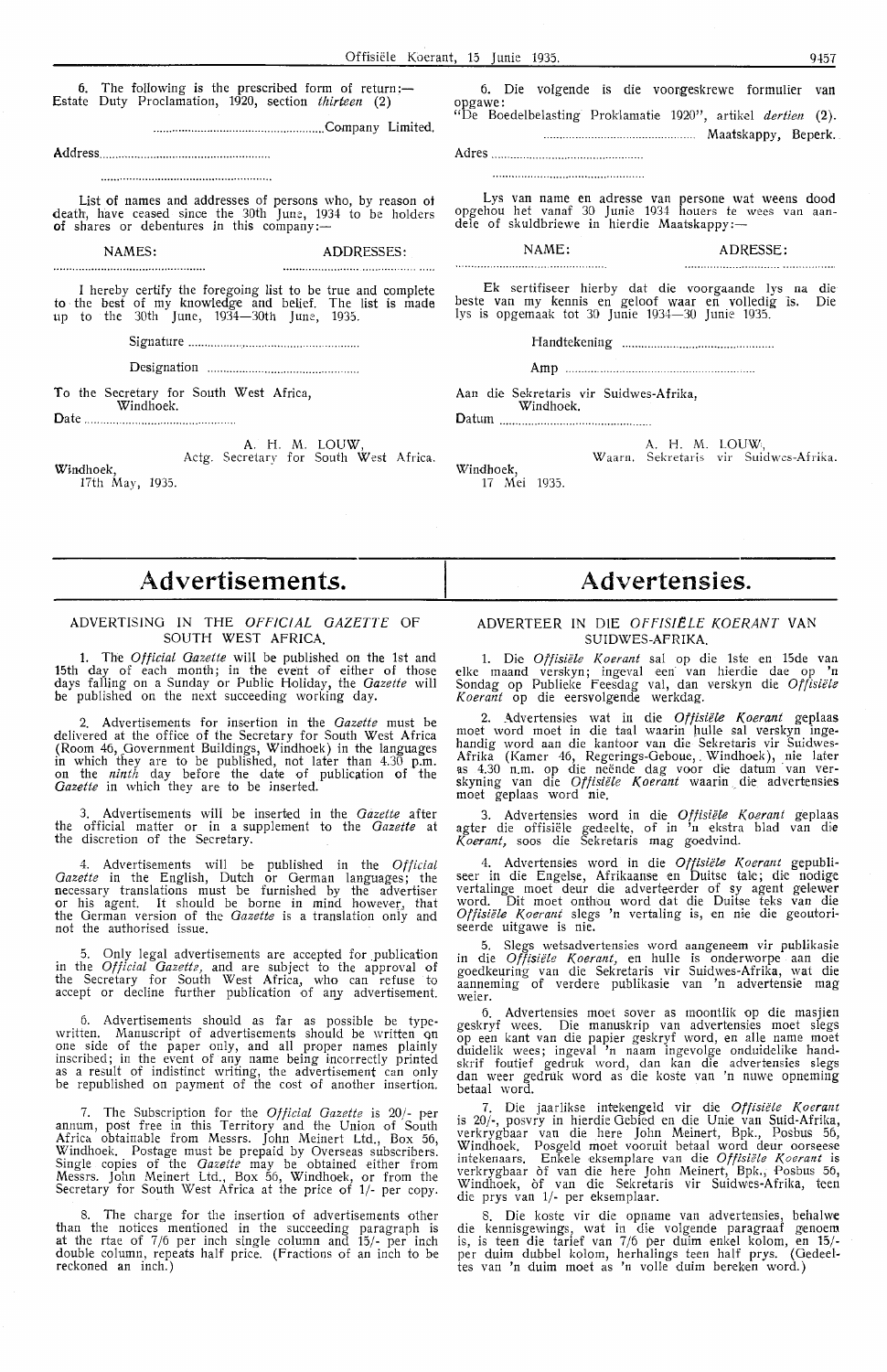6. The following is the prescribed form of return:— Estate Duty Proclamation, 1920, section *thirteen* (2)

..........................................................Company Limited.

Address.......................................................

.......................................................

List of names and addresses of persons who, by reason of death, have ceased since the 30th June, 1934 to be holders of shares or debentures in this company:—

| NAMES: | ADDRESSES: |
|---|---|
| .................................................. | .................................................. |

I hereby certify the foregoing list to be true and complete to the best of my knowledge and belief. The list is made up to the 30th June, 1934—30th June, 1935.

Signature .......................................................

Designation ...................................................

To the Secretary for South West Africa, Windhoek.

Date ...................................................

A. H. M. LOUW,
Actg. Secretary for South West Africa.

Windhoek,
17th May, 1935.

6. Die volgende is die voorgeskrewe formulier van opgawe:
"De Boedelbelasting Proklamatie 1920", artikel *dertien* (2).

.................................................. Maatskappy, Beperk.

Adres ...................................................

.................................................

Lys van name en adresse van persone wat weens dood opgehou het vanaf 30 Junie 1934 houers te wees van aandele of skuldbriewe in hierdie Maatskappy:—

| NAME: | ADRESSE: |
|---|---|
| .................................................. | .................................................. |

Ek sertifiseer hierby dat die voorgaande lys na die beste van my kennis en geloof waar en volledig is. Die lys is opgemaak tot 30 Junie 1934—30 Junie 1935.

Handtekening ...............................................

Amp ...........................................................

Aan die Sekretaris vir Suidwes-Afrika, Windhoek.

Datum ...................................................

A. H. M. LOUW,
Waarn. Sekretaris vir Suidwes-Afrika.

Windhoek,
17 Mei 1935.

# Advertisements.

## ADVERTISING IN THE *OFFICIAL GAZETTE* OF SOUTH WEST AFRICA.

1. The *Official Gazette* will be published on the 1st and 15th day of each month; in the event of either of those days falling on a Sunday or Public Holiday, the *Gazette* will be published on the next succeeding working day.

2. Advertisements for insertion in the *Gazette* must be delivered at the office of the Secretary for South West Africa (Room 46, Government Buildings, Windhoek) in the languages in which they are to be published, not later than 4.30 p.m. on the *ninth* day before the date of publication of the *Gazette* in which they are to be inserted.

3. Advertisements will be inserted in the *Gazette* after the official matter or in a supplement to the *Gazette* at the discretion of the Secretary.

4. Advertisements will be published in the *Official Gazette* in the English, Dutch or German languages; the necessary translations must be furnished by the advertiser or his agent. It should be borne in mind however, that the German version of the *Gazette* is a translation only and not the authorised issue.

5. Only legal advertisements are accepted for publication in the *Official Gazette*, and are subject to the approval of the Secretary for South West Africa, who can refuse to accept or decline further publication of any advertisement.

6. Advertisements should as far as possible be typewritten. Manuscript of advertisements should be written on one side of the paper only, and all proper names plainly inscribed; in the event of any name being incorrectly printed as a result of indistinct writing, the advertisement can only be republished on payment of the cost of another insertion.

7. The Subscription for the *Official Gazette* is 20/- per annum, post free in this Territory and the Union of South Africa obtainable from Messrs. John Meinert Ltd., Box 56, Windhoek. Postage must be prepaid by Overseas subscribers. Single copies of the *Gazette* may be obtained either from Messrs. John Meinert Ltd., Box 56, Windhoek, or from the Secretary for South West Africa at the price of 1/- per copy.

8. The charge for the insertion of advertisements other than the notices mentioned in the succeeding paragraph is at the rtae of 7/6 per inch single column and 15/- per inch double column, repeats half price. (Fractions of an inch to be reckoned an inch.)

# Advertensies.

## ADVERTEER IN DIE *OFFISIËLE KOERANT* VAN SUIDWES-AFRIKA.

1. Die *Offisiële Koerant* sal op die 1ste en 15de van elke maand verskyn; ingeval een van hierdie dae op 'n Sondag op Publieke Feesdag val, dan verskyn die *Offisiële Koerant* op die eersvolgende werkdag.

2. Advertensies wat in die *Offisiële Koerant* geplaas moet word moet in die taal waarin hulle sal verskyn ingehandig word aan die kantoor van die Sekretaris vir Suidwes-Afrika (Kamer 46, Regerings-Geboue, Windhoek), nie later as 4.30 n.m. op die neënde dag voor die datum van verskyning van die *Offisiële Koerant* waarin die advertensies moet geplaas word nie.

3. Advertensies word in die *Offisiële Koerant* geplaas agter die offisiële gedeelte, of in 'n ekstra blad van die *Koerant*, soos die Sekretaris mag goedvind.

4. Advertensies word in die *Offisiële Koerant* gepubliseer in die Engelse, Afrikaanse en Duitse tale; die nodige vertalinge moet deur die adverteerder of sy agent gelewer word. Dit moet onthou word dat die Duitse teks van die *Offisiële Koerant* slegs 'n vertaling is, en nie die geoutoriseerde uitgawe is nie.

5. Slegs wetsadvertensies word aangeneem vir publikasie in die *Offisiële Koerant*, en hulle is onderworpe aan die goedkeuring van die Sekretaris vir Suidwes-Afrika, wat die aanneming of verdere publikasie van 'n advertensie mag weier.

6. Advertensies moet sover as moontlik op die masjien geskryf wees. Die manuskrip van advertensies moet slegs op een kant van die papier geskryf word, en alle name moet duidelik wees; ingeval 'n naam ingevolge onduidelike handskrif foutief gedruk word, dan kan die advertensies slegs dan weer gedruk word as die koste van 'n nuwe opneming betaal word.

7. Die jaarlikse intekengeld vir die *Offisiële Koerant* is 20/-, posvry in hierdie Gebied en die Unie van Suid-Afrika, verkrygbaar van die here John Meinert, Bpk., Posbus 56, Windhoek. Posgeld moet vooruit betaal word deur oorseese intekenaars. Enkele eksemplare van die *Offisiële Koerant* is verkrygbaar òf van die here John Meinert, Bpk., Posbus 56, Windhoek, òf van die Sekretaris vir Suidwes-Afrika, teen die prys van 1/- per eksemplaar.

8. Die koste vir die opname van advertensies, behalwe die kennisgewings, wat in die volgende paragraaf genoem is, is teen die tarief van 7/6 per duim enkel kolom, en 15/- per duim dubbel kolom, herhalings teen half prys. (Gedeeltes van 'n duim moet as 'n volle duim bereken word.)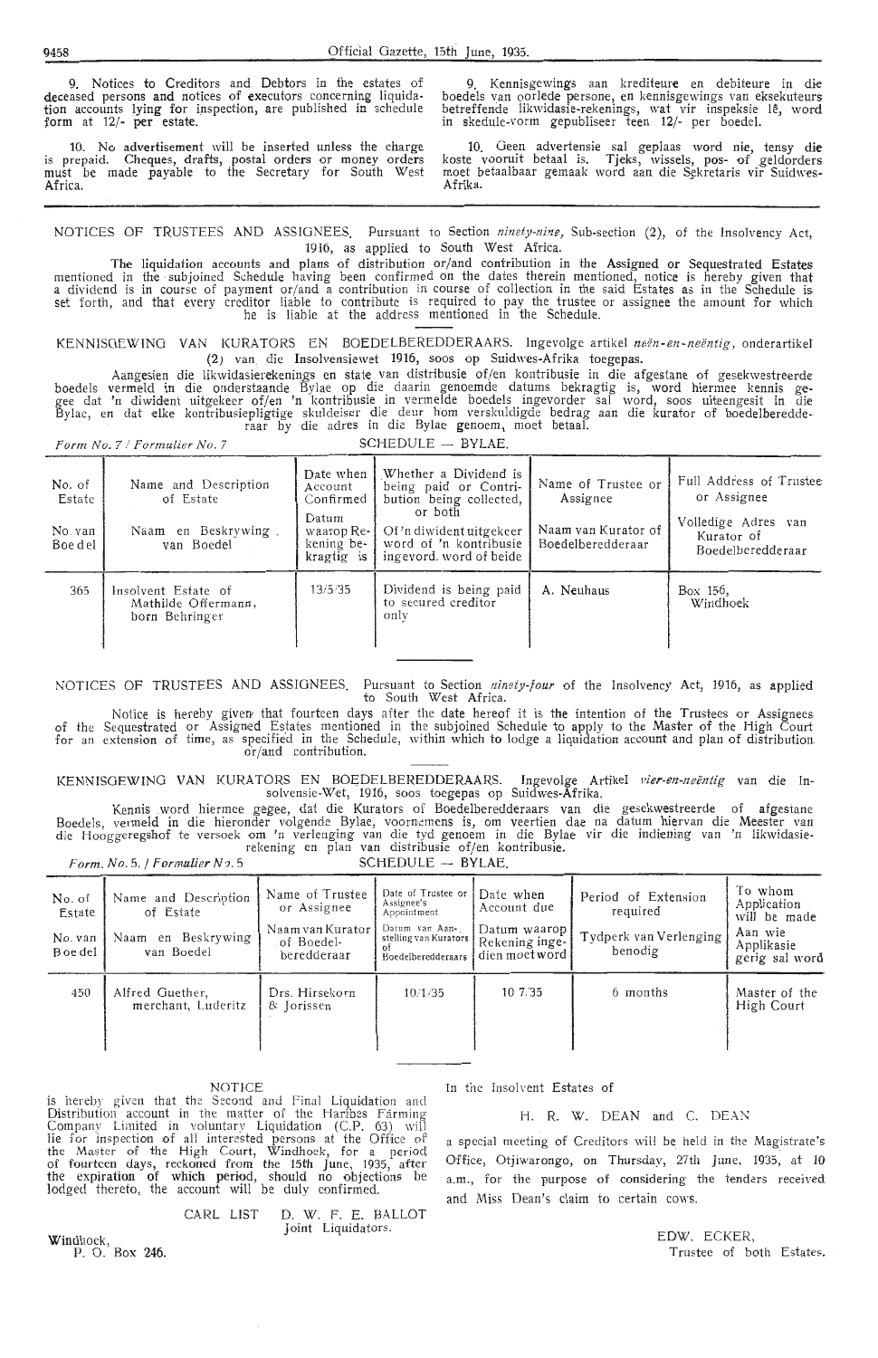9. Notices to Creditors and Debtors in the estates of deceased persons and notices of executors concerning liquidation accounts lying for inspection, are published in schedule form at 12/- per estate.

10. No advertisement will be inserted unless the charge is prepaid. Cheques, drafts, postal orders or money orders must be made payable to the Secretary for South West Africa.

9. Kennisgewings aan krediteure en debiteure in die boedels van oorlede persone, en kennisgewings van eksekuteurs betreffende likwidasie-rekenings, wat vir inspeksie lê, word in skedule-vorm gepubliseer teen 12/- per boedel.

10. Geen advertensie sal geplaas word nie, tensy die koste vooruit betaal is. Tjeks, wissels, pos- of geldorders moet betaalbaar gemaak word aan die Sekretaris vir Suidwes-Afrika.

NOTICES OF TRUSTEES AND ASSIGNEES. Pursuant to Section *ninety-nine*, Sub-section (2), of the Insolvency Act, 1916, as applied to South West Africa.

The liquidation accounts and plans of distribution or/and contribution in the Assigned or Sequestrated Estates mentioned in the subjoined Schedule having been confirmed on the dates therein mentioned, notice is hereby given that a dividend is in course of payment or/and a contribution in course of collection in the said Estates as in the Schedule is set forth, and that every creditor liable to contribute is required to pay the trustee or assignee the amount for which he is liable at the address mentioned in the Schedule.

KENNISGEWING VAN KURATORS EN BOEDELBEREDDERAARS. Ingevolge artikel *neën-en-neëntig*, onderartikel (2) van die Insolvensiewet 1916, soos op Suidwes-Afrika toegepas.

Aangesien die likwidasierekenings en state van distribusie of/en kontribusie in die afgestane of gesekwestreerde boedels vermeld in die onderstaande Bylae op die daarin genoemde datums bekragtig is, word hiermee kennis gegee dat 'n diwident uitgekeer of/en 'n kontribusie in vermelde boedels ingevorder sal word, soos uiteengesit in die Bylae, en dat elke kontribusiepligtige skuldeiser die deur hom verskuldigde bedrag aan die kurator of boedelberedderaar by die adres in die Bylae genoem, moet betaal.

*Form No. 7 / Formulier No. 7* SCHEDULE — BYLAE.

| No. of Estate / No. van Boedel | Name and Description of Estate / Naam en Beskrywing van Boedel | Date when Account Confirmed / Datum waarop Rekening bekragtig is | Whether a Dividend is being paid or Contribution being collected, or both / Of 'n diwident uitgekeer word of 'n kontribusie ingevord. word of beide | Name of Trustee or Assignee / Naam van Kurator of Boedelberedderaar | Full Address of Trustee or Assignee / Volledige Adres van Kurator of Boedelberedderaar |
|---|---|---|---|---|---|
| 365 | Insolvent Estate of Mathilde Offermann, born Behringer | 13/5/35 | Dividend is being paid to secured creditor only | A. Neuhaus | Box 156, Windhoek |

NOTICES OF TRUSTEES AND ASSIGNEES. Pursuant to Section *ninety-four* of the Insolvency Act, 1916, as applied to South West Africa.

Notice is hereby given that fourteen days after the date hereof it is the intention of the Trustees or Assignees of the Sequestrated or Assigned Estates mentioned in the subjoined Schedule to apply to the Master of the High Court for an extension of time, as specified in the Schedule, within which to lodge a liquidation account and plan of distribution or/and contribution.

KENNISGEWING VAN KURATORS EN BOEDELBEREDDERAARS. Ingevolge Artikel *vier-en-neëntig* van die Insolvensie-Wet, 1916, soos toegepas op Suidwes-Afrika.

Kennis word hiermee gegee, dat die Kurators of Boedelberedderaars van die gesekwestreerde of afgestane Boedels, vermeld in die hieronder volgende Bylae, voornemens is, om veertien dae na datum hiervan die Meester van die Hooggeregshof te versoek om 'n verlenging van die tyd genoem in die Bylae vir die indiening van 'n likwidasierekening en plan van distribusie of/en kontribusie.

*Form. No. 5. / Formulier No. 5* SCHEDULE — BYLAE.

| No. of Estate / No. van Boedel | Name and Description of Estate / Naam en Beskrywing van Boedel | Name of Trustee or Assignee / Naam van Kurator of Boedelberedderaar | Date of Trustee or Assignee's Appointment / Datum van Aanstelling van Kurators of Boedelberedderaars | Date when Account due / Datum waarop Rekening ingedien moet word | Period of Extension required / Tydperk van Verlenging benodig | To whom Application will be made / Aan wie Applikasie gerig sal word |
|---|---|---|---|---|---|---|
| 450 | Alfred Guether, merchant, Luderitz | Drs. Hirsekorn & Jorissen | 10/1/35 | 10/7/35 | 6 months | Master of the High Court |

NOTICE

is hereby given that the Second and Final Liquidation and Distribution account in the matter of the Haribes Farming Company Limited in voluntary Liquidation (C.P. 63) will lie for inspection of all interested persons at the Office of the Master of the High Court, Windhoek, for a period of fourteen days, reckoned from the 15th June, 1935, after the expiration of which period, should no objections be lodged thereto, the account will be duly confirmed.

CARL LIST D. W. F. E. BALLOT
Joint Liquidators.

Windhoek,
P. O. Box 246.

In the Insolvent Estates of

H. R. W. DEAN and C. DEAN

a special meeting of Creditors will be held in the Magistrate's Office, Otjiwarongo, on Thursday, 27th June, 1935, at 10 a.m., for the purpose of considering the tenders received and Miss Dean's claim to certain cows.

EDW. ECKER,
Trustee of both Estates.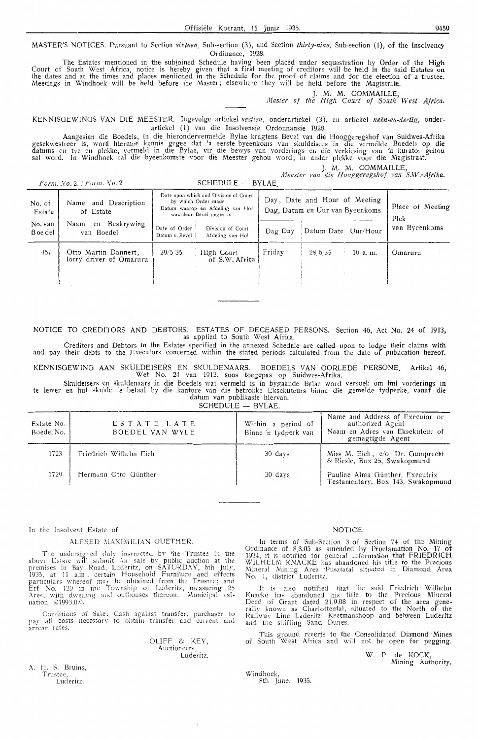MASTER'S NOTICES. Pursuant to Section *sixteen*, Sub-section (3), and Section *thirty-nine*, Sub-section (1), of the Insolvency Ordinance, 1928.

The Estates mentioned in the subjoined Schedule having been placed under sequestration by Order of the High Court of South West Africa, notice is hereby given that a first meeting of creditors will be held in the said Estates on the dates and at the times and places mentioned in the Schedule for the proof of claims and for the election of a trustee. Meetings in Windhoek will be held before the Master; elsewhere they will be held before the Magistrate.

J. M. M. COMMAILLE,
*Master of the High Court of South West Africa.*

KENNISGEWINGS VAN DIE MEESTER. Ingevolge artiekel *sestien*, onderartiekel (3), en artiekel *neën-en-dertig*, onderartiekel (1) van die Insolvensie Ordonnansie 1928.

Aangesien die Boedels, in die hierondervermelde Bylae kragtens Bevel van die Hooggeregshof van Suidwes-Afrika gesekwestreer is, word hiermee kennis gegee dat 'n eerste byeenkoms van skuldeisers in die vermelde Boedels op die datums en tye en plekke, vermeld in die Bylae, vir die bewys van vorderings en die verkiesing van 'n kurator gehou sal word. In Windhoek sal die byeenkomste voor die Meester gehou word; in ander plekke voor die Magistraat.

J. M. M. COMMAILLE,
*Meester van die Hooggeregshof van S.W.-Afrika.*

*Form. No. 2. / Form. No. 2.* SCHEDULE — BYLAE.

| No. of Estate / No. van Boedel | Name and Description of Estate / Naam en Beskrywing van Boedel | Date upon which and Division of Court by which Order made / Datum waarop en Afdeling van Hof waardeur Bevel gegee is | | Day, Date and Hour of Meeting / Dag, Datum en Uur van Byeenkoms | | | Place of Meeting / Plek van Byeenkoms |
|---|---|---|---|---|---|---|---|
| | | Date of Order / Datum v. Bevel | Division of Court / Afdeling van Hof | Dag Day | Datum Date | Uur/Hour | |
| 457 | Otto Martin Dannert, lorry driver of Omaruru | 29/5/35 | High Court of S.W. Africa | Friday | 28/6/35 | 10 a. m. | Omaruru |

NOTICE TO CREDITORS AND DEBTORS. ESTATES OF DECEASED PERSONS. Section 46, Act No. 24 of 1913, as applied to South West Africa.

Creditors and Debtors in the Estates specified in the annexed Schedule are called upon to lodge their claims with and pay their debts to the Executors concerned within the stated periods calculated from the date of publication hereof.

KENNISGEWING AAN SKULDEISERS EN SKULDENAARS. BOEDELS VAN OORLEDE PERSONE. Artikel 46, Wet No. 24 van 1913, soos toegepas op Suidwes-Afrika.

Skuldeisers en skuldenaars in die Boedels wat vermeld is in bygaande Bylae word versoek om hul vorderings in te lewer en hul skulde te betaal by die kantore van die betrokke Eksekuteurs binne die gemelde tydperke, vanaf die datum van publikasie hiervan.

SCHEDULE — BYLAE.

| Estate No. / Boedel No. | ESTATE LATE / BOEDEL VAN WYLE | Within a period of / Binne 'n tydperk van | Name and Address of Executor or authorized Agent / Naam en Adres van Eksekuteur of gemagtigde Agent |
|---|---|---|---|
| 1723 | Friedrich Wilhelm Eich | 30 days | Miss M. Eich, c/o Dr. Gumprecht & Riesle, Box 25, Swakopmund |
| 1729 | Hermann Otto Günther | 30 days | Pauline Alma Günther, Executrix Testamentary, Box 143, Swakopmund |

In the Insolvent Estate of

ALFRED MAXIMILIAN GUETHER.

The undersigned duly instructed by the Trustee in the above Estate will submit for sale by public auction at the premises in Bay Road, Luderitz, on SATURDAY, 6th July, 1935, at 11 a.m., certain Household Furniture and effects particulars whereof may be obtained from the Trustee; and Erf No. 129 in the Township of Luderitz, measuring 25 Ares, with dwelling and outhouses thereon. Municipal valuation £1993.0.0.

Conditions of Sale: Cash against transfer, purchaser to pay all costs necessary to obtain transfer and current and arrear rates.

OLIFF & KEY,
Auctioneers,
Luderitz.

A. H. S. Bruins,
Trustee,
Luderitz.

NOTICE.

In terms of Sub-Section 3 of Section 74 of the Mining Ordinance of 8.8.05 as amended by Proclamation No. 17 of 1934, it is notified for general information that FRIEDRICH WILHELM KNACKE has abandoned his title to the Precious Mineral Mining Area "Pusztatal situated in Diamond Area No. 1, district Luderitz.

It is also notified that the said Friedrich Wilhelm Knacke has abandoned his title to the Precious Mineral Deed of Grant dated 21.9.08 in respect of the area generally known as Charlottental, situated to the North of the Railway Line Luderitz—Keetmanshoop and between Luderitz and the shifting Sand Dunes.

This ground reverts to the Consolidated Diamond Mines of South West Africa and will not be open for pegging.

W. P. de KOCK,
Mining Authority.

Windhoek,
8th June, 1935.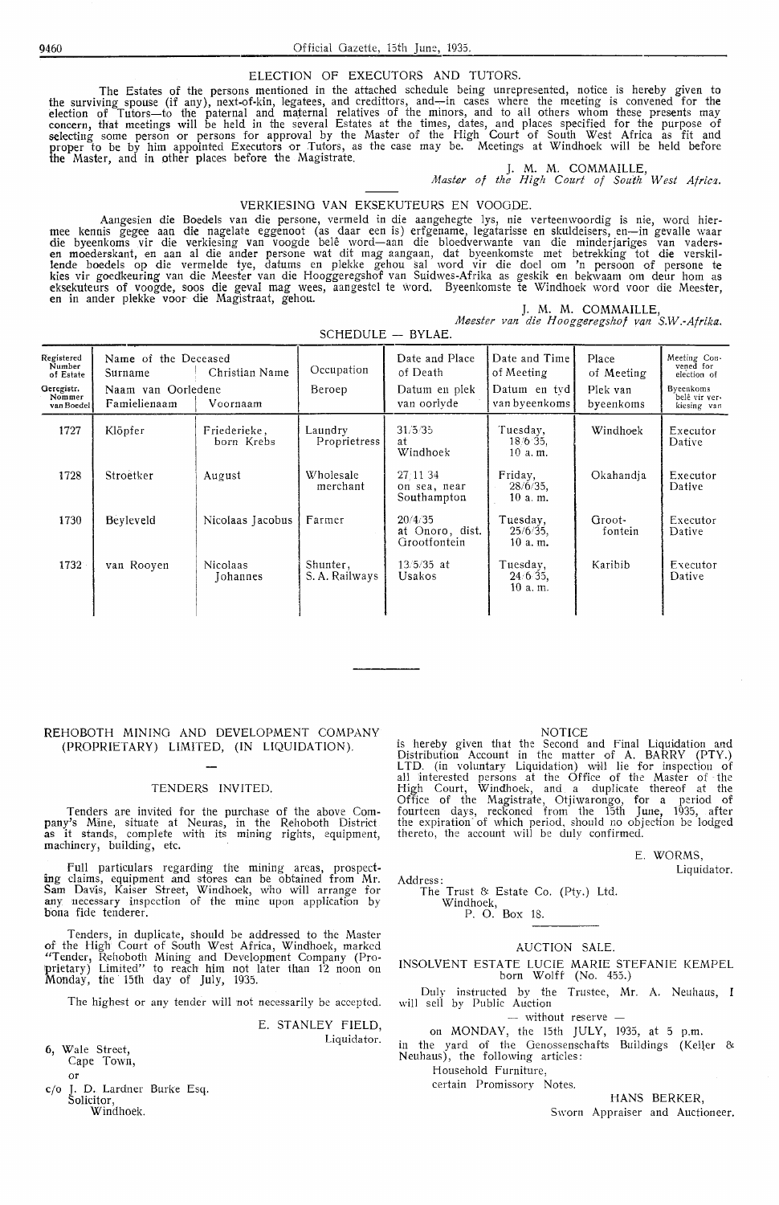## ELECTION OF EXECUTORS AND TUTORS.

The Estates of the persons mentioned in the attached schedule being unrepresented, notice is hereby given to the surviving spouse (if any), next-of-kin, legatees, and creditors, and—in cases where the meeting is convened for the election of Tutors—to the paternal and maternal relatives of the minors, and to all others whom these presents may concern, that meetings will be held in the several Estates at the times, dates, and places specified for the purpose of selecting some person or persons for approval by the Master of the High Court of South West Africa as fit and proper to be by him appointed Executors or Tutors, as the case may be. Meetings at Windhoek will be held before the Master, and in other places before the Magistrate.

J. M. M. COMMAILLE,
*Master of the High Court of South West Africa.*

## VERKIESING VAN EKSEKUTEURS EN VOOGDE.

Aangesien die Boedels van die persone, vermeld in die aangehegte lys, nie verteenwoordig is nie, word hiermee kennis gegee aan die nagelate eggenoot (as daar een is) erfgename, legatarisse en skuldeisers, en—in gevalle waar die byeenkoms vir die verkiesing van voogde belê word—aan die bloedverwante van die minderjariges van vadersen moederskant, en aan al die ander persone wat dit mag aangaan, dat byeenkomste met betrekking tot die verskillende boedels op die vermelde tye, datums en plekke gehou sal word vir die doel om 'n persoon of persone te kies vir goedkeuring van die Meester van die Hooggeregshof van Suidwes-Afrika as geskik en bekwaam om deur hom as eksekuteurs of voogde, soos die geval mag wees, aangestel te word. Byeenkomste te Windhoek word voor die Meester, en in ander plekke voor die Magistraat, gehou.

J. M. M. COMMAILLE,
*Meester van die Hooggeregshof van S.W.-Afrika.*

SCHEDULE — BYLAE.

| Registered Number of Estate / Geregistr. Nommer van Boedel | Name of the Deceased / Naam van Oorledene — Surname / Familienaam | Christian Name / Voornaam | Occupation / Beroep | Date and Place of Death / Datum en plek van oorlyde | Date and Time of Meeting / Datum en tyd van byeenkoms | Place of Meeting / Plek van byeenkoms | Meeting Convened for election of / Byeenkoms belê vir verkiesing van |
|---|---|---|---|---|---|---|---|
| 1727 | Klöpfer | Friederieke, born Krebs | Laundry Proprietress | 31/5/35 at Windhoek | Tuesday, 18/6/35, 10 a. m. | Windhoek | Executor Dative |
| 1728 | Stroetker | August | Wholesale merchant | 27/11/34 on sea, near Southampton | Friday, 28/6/35, 10 a. m. | Okahandja | Executor Dative |
| 1730 | Beyleveld | Nicolaas Jacobus | Farmer | 20/4/35 at Onoro, dist. Grootfontein | Tuesday, 25/6/35, 10 a. m. | Groot-fontein | Executor Dative |
| 1732 | van Rooyen | Nicolaas Johannes | Shunter, S. A. Railways | 13/5/35 at Usakos | Tuesday, 24/6/35, 10 a. m. | Karibib | Executor Dative |

## REHOBOTH MINING AND DEVELOPMENT COMPANY (PROPRIETARY) LIMITED, (IN LIQUIDATION).

### TENDERS INVITED.

Tenders are invited for the purchase of the above Company's Mine, situate at Neuras, in the Rehoboth District as it stands, complete with its mining rights, equipment, machinery, building, etc.

Full particulars regarding the mining areas, prospecting claims, equipment and stores can be obtained from Mr. Sam Davis, Kaiser Street, Windhoek, who will arrange for any necessary inspection of the mine upon application by bona fide tenderer.

Tenders, in duplicate, should be addressed to the Master of the High Court of South West Africa, Windhoek, marked "Tender, Rehoboth Mining and Development Company (Proprietary) Limited" to reach him not later than 12 noon on Monday, the 15th day of July, 1935.

The highest or any tender will not necessarily be accepted.

E. STANLEY FIELD,
Liquidator.

6, Wale Street,
Cape Town,
or
c/o J. D. Lardner Burke Esq.
Solicitor,
Windhoek.

## NOTICE

is hereby given that the Second and Final Liquidation and Distribution Account in the matter of A. BARRY (PTY.) LTD. (in voluntary Liquidation) will lie for inspection of all interested persons at the Office of the Master of the High Court, Windhoek, and a duplicate thereof at the Office of the Magistrate, Otjiwarongo, for a period of fourteen days, reckoned from the 15th June, 1935, after the expiration of which period, should no objection be lodged thereto, the account will be duly confirmed.

E. WORMS,
Liquidator.

Address:
The Trust & Estate Co. (Pty.) Ltd.
Windhoek,
P. O. Box 18.

## AUCTION SALE.

INSOLVENT ESTATE LUCIE MARIE STEFANIE KEMPEL born Wolff (No. 455.)

Duly instructed by the Trustee, Mr. A. Neuhaus, I will sell by Public Auction

— without reserve —

on MONDAY, the 15th JULY, 1935, at 5 p.m.

in the yard of the Genossenschafts Buildings (Keller & Neuhaus), the following articles:

Household Furniture,
certain Promissory Notes.

HANS BERKER,
Sworn Appraiser and Auctioneer.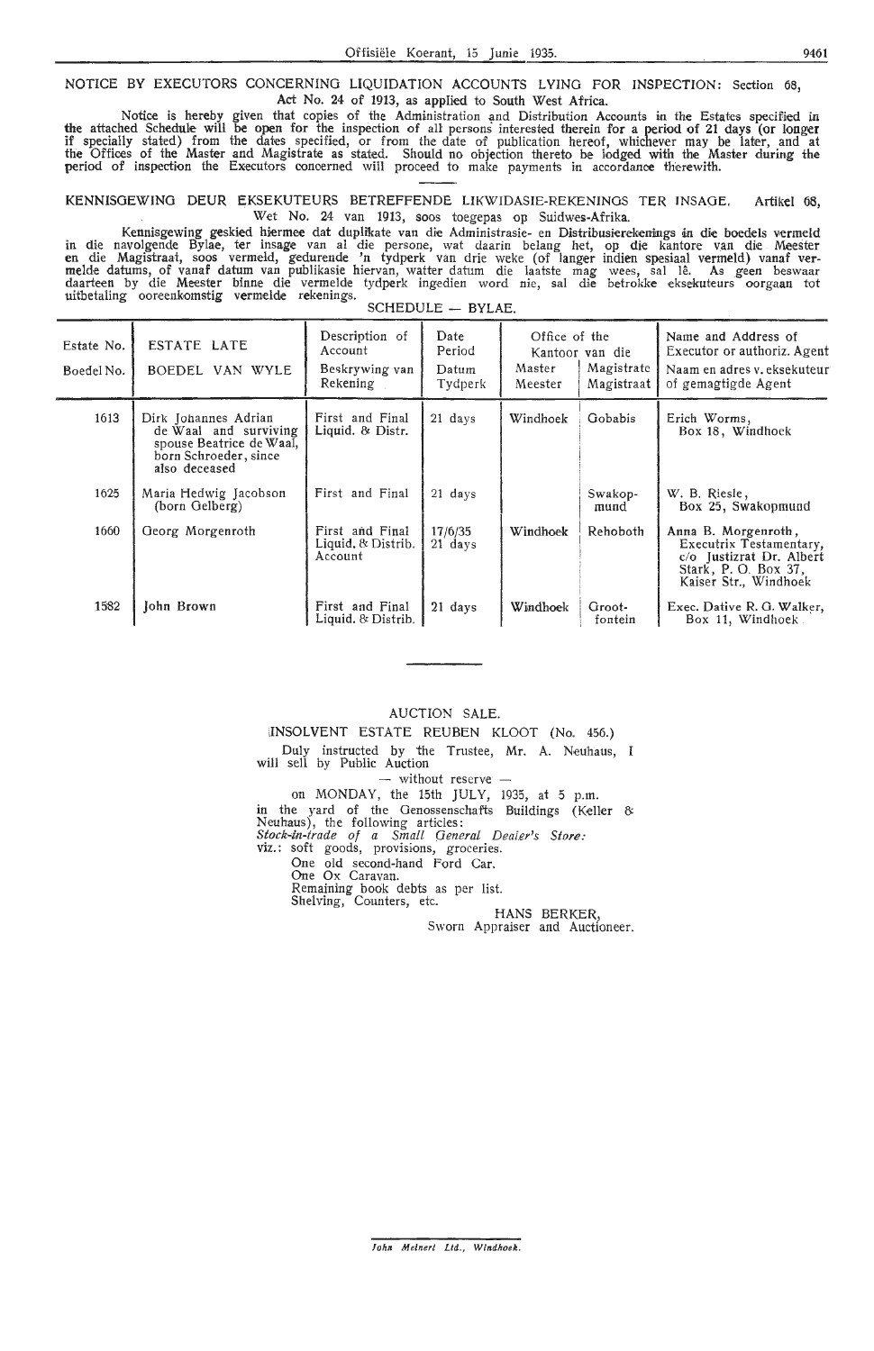NOTICE BY EXECUTORS CONCERNING LIQUIDATION ACCOUNTS LYING FOR INSPECTION: Section 68, Act No. 24 of 1913, as applied to South West Africa.

Notice is hereby given that copies of the Administration and Distribution Accounts in the Estates specified in the attached Schedule will be open for the inspection of all persons interested therein for a period of 21 days (or longer if specially stated) from the dates specified, or from the date of publication hereof, whichever may be later, and at the Offices of the Master and Magistrate as stated. Should no objection thereto be lodged with the Master during the period of inspection the Executors concerned will proceed to make payments in accordance therewith.

KENNISGEWING DEUR EKSEKUTEURS BETREFFENDE LIKWIDASIE-REKENINGS TER INSAGE. Artikel 68, Wet No. 24 van 1913, soos toegepas op Suidwes-Afrika.

Kennisgewing geskied hiermee dat duplikate van die Administrasie- en Distribusierekenings in die boedels vermeld in die navolgende Bylae, ter insage van al die persone, wat daarin belang het, op die kantore van die Meester en die Magistraat, soos vermeld, gedurende 'n tydperk van drie weke (of langer indien spesiaal vermeld) vanaf vermelde datums, of vanaf datum van publikasie hiervan, watter datum die laatste mag wees, sal lê. As geen beswaar daarteen by die Meester binne die vermelde tydperk ingedien word nie, sal die betrokke eksekuteurs oorgaan tot uitbetaling ooreenkomstig vermelde rekenings.

SCHEDULE — BYLAE.

| Estate No. / Boedel No. | ESTATE LATE / BOEDEL VAN WYLE | Description of Account / Beskrywing van Rekening | Date Period / Datum Tydperk | Office of the / Kantoor van die: Master / Meester | Magistrate / Magistraat | Name and Address of Executor or authoriz. Agent / Naam en adres v. eksekuteur of gemagtigde Agent |
|---|---|---|---|---|---|---|
| 1613 | Dirk Johannes Adrian de Waal and surviving spouse Beatrice de Waal, born Schroeder, since also deceased | First and Final Liquid. & Distr. | 21 days | Windhoek | Gobabis | Erich Worms, Box 18, Windhoek |
| 1625 | Maria Hedwig Jacobson (born Gelberg) | First and Final | 21 days | | Swakopmund | W. B. Riesle, Box 25, Swakopmund |
| 1660 | Georg Morgenroth | First and Final Liquid. & Distrib. Account | 17/6/35 21 days | Windhoek | Rehoboth | Anna B. Morgenroth, Executrix Testamentary, c/o Justizrat Dr. Albert Stark, P. O. Box 37, Kaiser Str., Windhoek |
| 1582 | John Brown | First and Final Liquid. & Distrib. | 21 days | Windhoek | Grootfontein | Exec. Dative R. G. Walker, Box 11, Windhoek |

AUCTION SALE.

INSOLVENT ESTATE REUBEN KLOOT (No. 456.)

Duly instructed by the Trustee, Mr. A. Neuhaus, I will sell by Public Auction

— without reserve —

on MONDAY, the 15th JULY, 1935, at 5 p.m.

in the yard of the Genossenschafts Buildings (Keller & Neuhaus), the following articles:

*Stock-in-trade of a Small General Dealer's Store:*

viz.: soft goods, provisions, groceries.

One old second-hand Ford Car.

One Ox Caravan.

Remaining book debts as per list.

Shelving, Counters, etc.

HANS BERKER,
Sworn Appraiser and Auctioneer.

*John Meinert Ltd., Windhoek.*